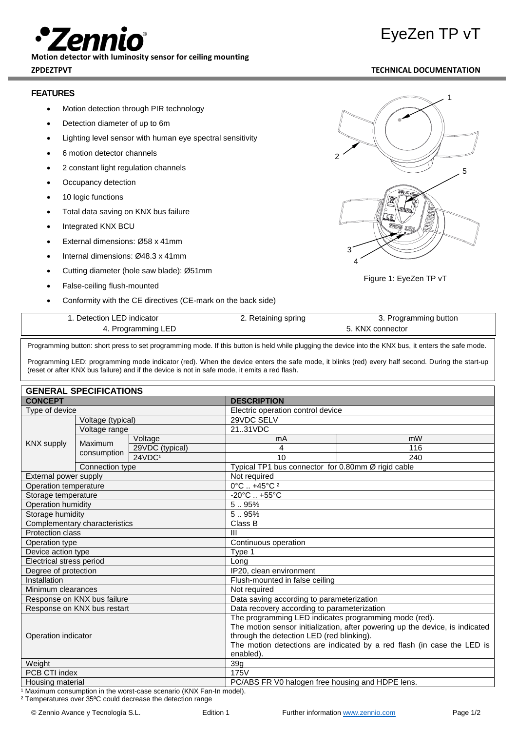# EyeZen TP vT

**Motion detector with luminosity sensor for ceiling mounting**

**ZPDEZTPVT** — **TECHNICAL DOCUMENTATION**

## FEATURES

- Motion detection through PIR technology
- Detection diameter of up to 6m
- Lighting level sensor with human eye spectral sensitivity
- 6 motion detector channels
- 2 constant light regulation channels
- Occupancy detection
- 10 logic functions
- Total data saving on KNX bus failure
- Integrated KNX BCU
- External dimensions: Ø58 x 41mm
- Internal dimensions: Ø48.3 x 41mm
- Cutting diameter (hole saw blade): Ø51mm
- False-ceiling flush-mounted
- Conformity with the CE directives (CE-mark on the back side)

Figure 1: EyeZen TP vT

| | | |
|---|---|---|
| 1. Detection LED indicator | 2. Retaining spring | 3. Programming button |
| 4. Programming LED | | 5. KNX connector |

Programming button: short press to set programming mode. If this button is held while plugging the device into the KNX bus, it enters the safe mode.

Programming LED: programming mode indicator (red). When the device enters the safe mode, it blinks (red) every half second. During the start-up (reset or after KNX bus failure) and if the device is not in safe mode, it emits a red flash.

## GENERAL SPECIFICATIONS

| CONCEPT | | | DESCRIPTION | |
|---|---|---|---|---|
| Type of device | | | Electric operation control device | |
| KNX supply | Voltage (typical) | | 29VDC SELV | |
| | Voltage range | | 21..31VDC | |
| | Maximum consumption | Voltage | mA | mW |
| | | 29VDC (typical) | 4 | 116 |
| | | 24VDC[1] | 10 | 240 |
| | Connection type | | Typical TP1 bus connector for 0.80mm Ø rigid cable | |
| External power supply | | | Not required | |
| Operation temperature | | | 0°C .. +45°C [2] | |
| Storage temperature | | | -20°C .. +55°C | |
| Operation humidity | | | 5 .. 95% | |
| Storage humidity | | | 5 .. 95% | |
| Complementary characteristics | | | Class B | |
| Protection class | | | III | |
| Operation type | | | Continuous operation | |
| Device action type | | | Type 1 | |
| Electrical stress period | | | Long | |
| Degree of protection | | | IP20, clean environment | |
| Installation | | | Flush-mounted in false ceiling | |
| Minimum clearances | | | Not required | |
| Response on KNX bus failure | | | Data saving according to parameterization | |
| Response on KNX bus restart | | | Data recovery according to parameterization | |
| Operation indicator | | | The programming LED indicates programming mode (red). The motion sensor initialization, after powering up the device, is indicated through the detection LED (red blinking). The motion detections are indicated by a red flash (in case the LED is enabled). | |
| Weight | | | 39g | |
| PCB CTI index | | | 175V | |
| Housing material | | | PC/ABS FR V0 halogen free housing and HDPE lens. | |

[1] Maximum consumption in the worst-case scenario (KNX Fan-In model).

[2] Temperatures over 35ºC could decrease the detection range

© Zennio Avance y Tecnología S.L. — Edition 1 — Further information www.zennio.com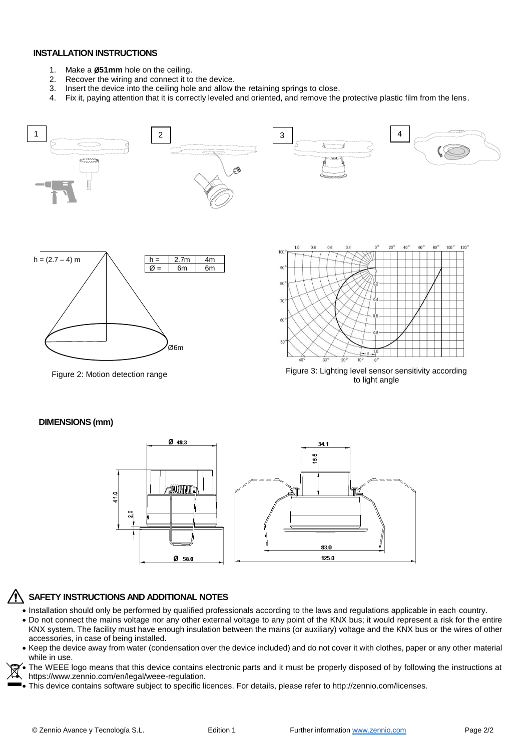## INSTALLATION INSTRUCTIONS

1. Make a **Ø51mm** hole on the ceiling.
2. Recover the wiring and connect it to the device.
3. Insert the device into the ceiling hole and allow the retaining springs to close.
4. Fix it, paying attention that it is correctly leveled and oriented, and remove the protective plastic film from the lens.

1

2

3

4

h = (2.7 – 4) m

| h = | 2.7m | 4m |
|---|---|---|
| Ø = | 6m | 6m |

Ø6m

Figure 2: Motion detection range

1.0 0.8 0.6 0.4 0° 20° 40° 60° 80° 100° 120°

100° 90° 80° 70° 60° 50°

0 0.2 0.4 0.6 0.8 1.0

40° 30° 20° 10° 0°

Figure 3: Lighting level sensor sensitivity according to light angle

## DIMENSIONS (mm)

Ø 48.3

41.0

2.0

Ø 58.0

34.1

16.5

83.0

125.0

## SAFETY INSTRUCTIONS AND ADDITIONAL NOTES

- Installation should only be performed by qualified professionals according to the laws and regulations applicable in each country.
- Do not connect the mains voltage nor any other external voltage to any point of the KNX bus; it would represent a risk for the entire KNX system. The facility must have enough insulation between the mains (or auxiliary) voltage and the KNX bus or the wires of other accessories, in case of being installed.
- Keep the device away from water (condensation over the device included) and do not cover it with clothes, paper or any other material while in use.
- The WEEE logo means that this device contains electronic parts and it must be properly disposed of by following the instructions at https://www.zennio.com/en/legal/weee-regulation.
- This device contains software subject to specific licences. For details, please refer to http://zennio.com/licenses.